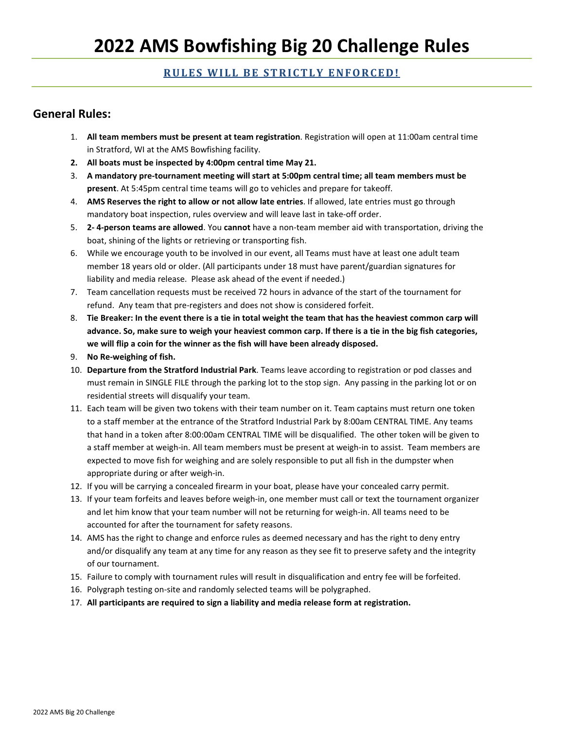# 2022 AMS Bowfishing Big 20 Challenge Rules

**RULES WILL BE STRICTLY ENFORCED!**

## General Rules:

1. **All team members must be present at team registration**. Registration will open at 11:00am central time in Stratford, WI at the AMS Bowfishing facility.
2. **All boats must be inspected by 4:00pm central time May 21.**
3. **A mandatory pre-tournament meeting will start at 5:00pm central time; all team members must be present**. At 5:45pm central time teams will go to vehicles and prepare for takeoff.
4. **AMS Reserves the right to allow or not allow late entries**. If allowed, late entries must go through mandatory boat inspection, rules overview and will leave last in take-off order.
5. **2- 4-person teams are allowed**. You **cannot** have a non-team member aid with transportation, driving the boat, shining of the lights or retrieving or transporting fish.
6. While we encourage youth to be involved in our event, all Teams must have at least one adult team member 18 years old or older. (All participants under 18 must have parent/guardian signatures for liability and media release. Please ask ahead of the event if needed.)
7. Team cancellation requests must be received 72 hours in advance of the start of the tournament for refund. Any team that pre-registers and does not show is considered forfeit.
8. **Tie Breaker: In the event there is a tie in total weight the team that has the heaviest common carp will advance. So, make sure to weigh your heaviest common carp. If there is a tie in the big fish categories, we will flip a coin for the winner as the fish will have been already disposed.**
9. **No Re-weighing of fish.**
10. **Departure from the Stratford Industrial Park**. Teams leave according to registration or pod classes and must remain in SINGLE FILE through the parking lot to the stop sign. Any passing in the parking lot or on residential streets will disqualify your team.
11. Each team will be given two tokens with their team number on it. Team captains must return one token to a staff member at the entrance of the Stratford Industrial Park by 8:00am CENTRAL TIME. Any teams that hand in a token after 8:00:00am CENTRAL TIME will be disqualified. The other token will be given to a staff member at weigh-in. All team members must be present at weigh-in to assist. Team members are expected to move fish for weighing and are solely responsible to put all fish in the dumpster when appropriate during or after weigh-in.
12. If you will be carrying a concealed firearm in your boat, please have your concealed carry permit.
13. If your team forfeits and leaves before weigh-in, one member must call or text the tournament organizer and let him know that your team number will not be returning for weigh-in. All teams need to be accounted for after the tournament for safety reasons.
14. AMS has the right to change and enforce rules as deemed necessary and has the right to deny entry and/or disqualify any team at any time for any reason as they see fit to preserve safety and the integrity of our tournament.
15. Failure to comply with tournament rules will result in disqualification and entry fee will be forfeited.
16. Polygraph testing on-site and randomly selected teams will be polygraphed.
17. **All participants are required to sign a liability and media release form at registration.**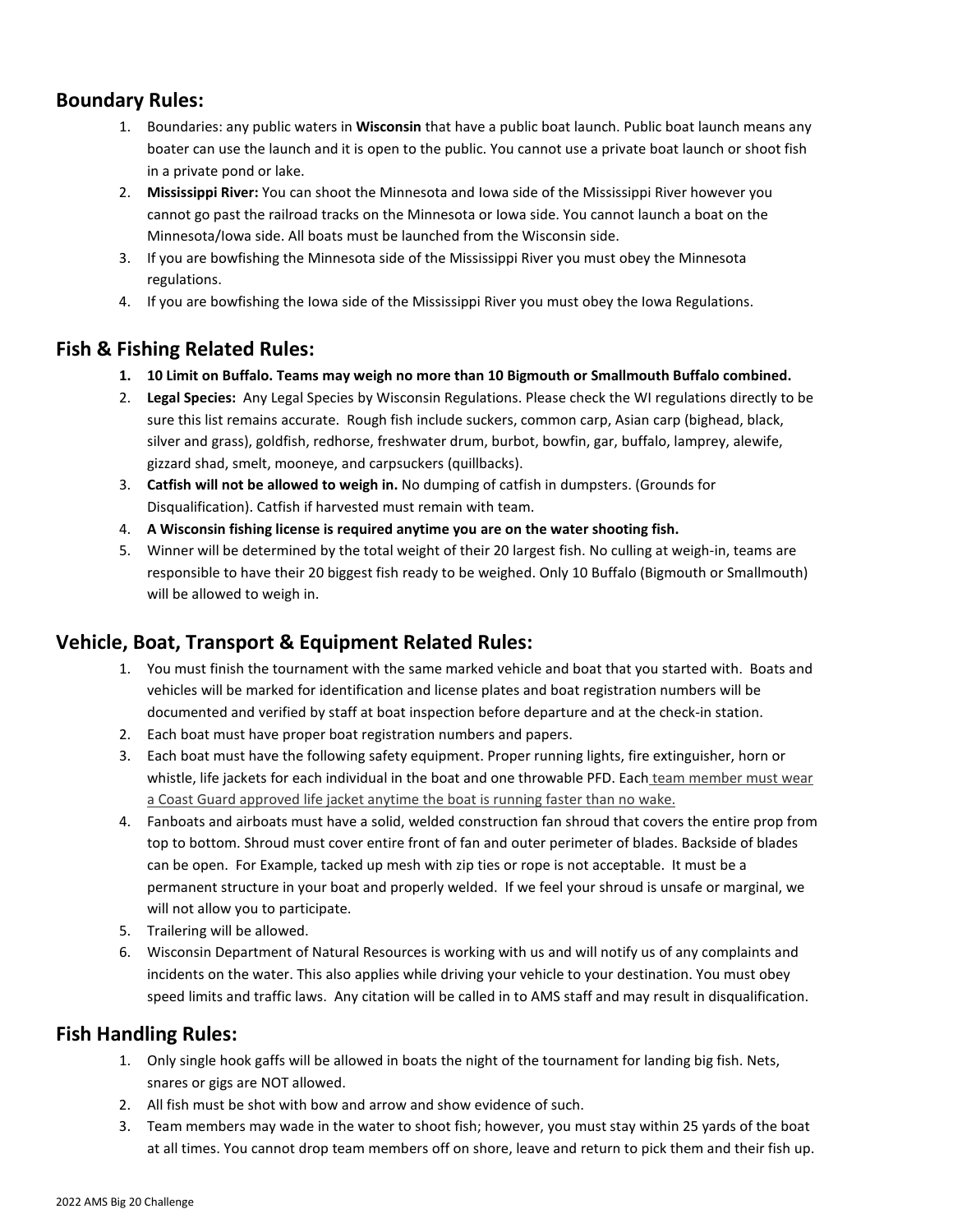## Boundary Rules:

1. Boundaries: any public waters in **Wisconsin** that have a public boat launch. Public boat launch means any boater can use the launch and it is open to the public. You cannot use a private boat launch or shoot fish in a private pond or lake.
2. **Mississippi River:** You can shoot the Minnesota and Iowa side of the Mississippi River however you cannot go past the railroad tracks on the Minnesota or Iowa side. You cannot launch a boat on the Minnesota/Iowa side. All boats must be launched from the Wisconsin side.
3. If you are bowfishing the Minnesota side of the Mississippi River you must obey the Minnesota regulations.
4. If you are bowfishing the Iowa side of the Mississippi River you must obey the Iowa Regulations.

## Fish & Fishing Related Rules:

1. **10 Limit on Buffalo. Teams may weigh no more than 10 Bigmouth or Smallmouth Buffalo combined.**
2. **Legal Species:** Any Legal Species by Wisconsin Regulations. Please check the WI regulations directly to be sure this list remains accurate. Rough fish include suckers, common carp, Asian carp (bighead, black, silver and grass), goldfish, redhorse, freshwater drum, burbot, bowfin, gar, buffalo, lamprey, alewife, gizzard shad, smelt, mooneye, and carpsuckers (quillbacks).
3. **Catfish will not be allowed to weigh in.** No dumping of catfish in dumpsters. (Grounds for Disqualification). Catfish if harvested must remain with team.
4. **A Wisconsin fishing license is required anytime you are on the water shooting fish.**
5. Winner will be determined by the total weight of their 20 largest fish. No culling at weigh-in, teams are responsible to have their 20 biggest fish ready to be weighed. Only 10 Buffalo (Bigmouth or Smallmouth) will be allowed to weigh in.

## Vehicle, Boat, Transport & Equipment Related Rules:

1. You must finish the tournament with the same marked vehicle and boat that you started with. Boats and vehicles will be marked for identification and license plates and boat registration numbers will be documented and verified by staff at boat inspection before departure and at the check-in station.
2. Each boat must have proper boat registration numbers and papers.
3. Each boat must have the following safety equipment. Proper running lights, fire extinguisher, horn or whistle, life jackets for each individual in the boat and one throwable PFD. Each team member must wear a Coast Guard approved life jacket anytime the boat is running faster than no wake.
4. Fanboats and airboats must have a solid, welded construction fan shroud that covers the entire prop from top to bottom. Shroud must cover entire front of fan and outer perimeter of blades. Backside of blades can be open. For Example, tacked up mesh with zip ties or rope is not acceptable. It must be a permanent structure in your boat and properly welded. If we feel your shroud is unsafe or marginal, we will not allow you to participate.
5. Trailering will be allowed.
6. Wisconsin Department of Natural Resources is working with us and will notify us of any complaints and incidents on the water. This also applies while driving your vehicle to your destination. You must obey speed limits and traffic laws. Any citation will be called in to AMS staff and may result in disqualification.

## Fish Handling Rules:

1. Only single hook gaffs will be allowed in boats the night of the tournament for landing big fish. Nets, snares or gigs are NOT allowed.
2. All fish must be shot with bow and arrow and show evidence of such.
3. Team members may wade in the water to shoot fish; however, you must stay within 25 yards of the boat at all times. You cannot drop team members off on shore, leave and return to pick them and their fish up.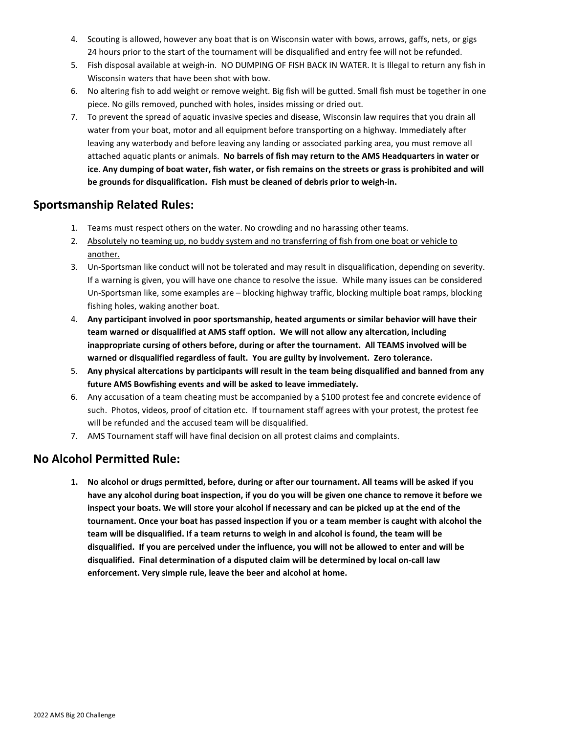4. Scouting is allowed, however any boat that is on Wisconsin water with bows, arrows, gaffs, nets, or gigs 24 hours prior to the start of the tournament will be disqualified and entry fee will not be refunded.
5. Fish disposal available at weigh-in. NO DUMPING OF FISH BACK IN WATER. It is Illegal to return any fish in Wisconsin waters that have been shot with bow.
6. No altering fish to add weight or remove weight. Big fish will be gutted. Small fish must be together in one piece. No gills removed, punched with holes, insides missing or dried out.
7. To prevent the spread of aquatic invasive species and disease, Wisconsin law requires that you drain all water from your boat, motor and all equipment before transporting on a highway. Immediately after leaving any waterbody and before leaving any landing or associated parking area, you must remove all attached aquatic plants or animals. **No barrels of fish may return to the AMS Headquarters in water or ice**. **Any dumping of boat water, fish water, or fish remains on the streets or grass is prohibited and will be grounds for disqualification. Fish must be cleaned of debris prior to weigh-in.**

## Sportsmanship Related Rules:

1. Teams must respect others on the water. No crowding and no harassing other teams.
2. <u>Absolutely no teaming up, no buddy system and no transferring of fish from one boat or vehicle to another.</u>
3. Un-Sportsman like conduct will not be tolerated and may result in disqualification, depending on severity. If a warning is given, you will have one chance to resolve the issue. While many issues can be considered Un-Sportsman like, some examples are – blocking highway traffic, blocking multiple boat ramps, blocking fishing holes, waking another boat.
4. **Any participant involved in poor sportsmanship, heated arguments or similar behavior will have their team warned or disqualified at AMS staff option. We will not allow any altercation, including inappropriate cursing of others before, during or after the tournament. All TEAMS involved will be warned or disqualified regardless of fault. You are guilty by involvement. Zero tolerance.**
5. **Any physical altercations by participants will result in the team being disqualified and banned from any future AMS Bowfishing events and will be asked to leave immediately.**
6. Any accusation of a team cheating must be accompanied by a $100 protest fee and concrete evidence of such. Photos, videos, proof of citation etc. If tournament staff agrees with your protest, the protest fee will be refunded and the accused team will be disqualified.
7. AMS Tournament staff will have final decision on all protest claims and complaints.

## No Alcohol Permitted Rule:

1. **No alcohol or drugs permitted, before, during or after our tournament. All teams will be asked if you have any alcohol during boat inspection, if you do you will be given one chance to remove it before we inspect your boats. We will store your alcohol if necessary and can be picked up at the end of the tournament. Once your boat has passed inspection if you or a team member is caught with alcohol the team will be disqualified. If a team returns to weigh in and alcohol is found, the team will be disqualified. If you are perceived under the influence, you will not be allowed to enter and will be disqualified. Final determination of a disputed claim will be determined by local on-call law enforcement. Very simple rule, leave the beer and alcohol at home.**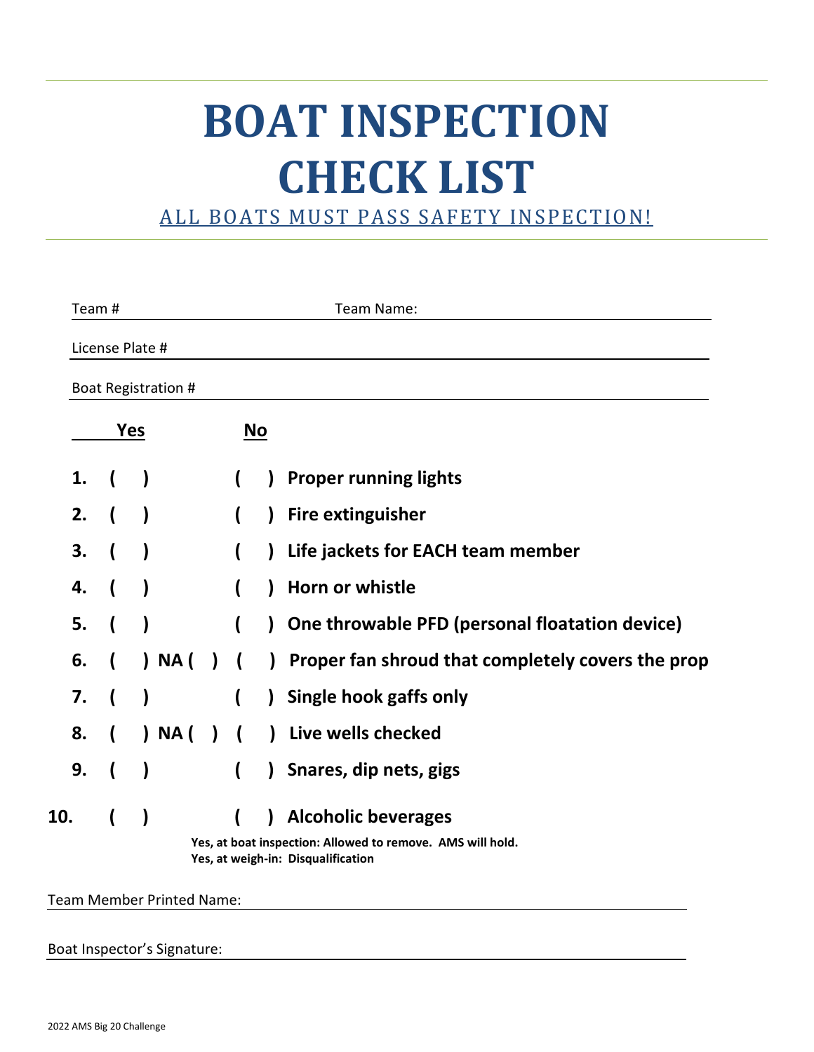# BOAT INSPECTION CHECK LIST

ALL BOATS MUST PASS SAFETY INSPECTION!

Team # Team Name:

License Plate #

Boat Registration #

| | Yes | | No | |
|---|---|---|---|---|
| 1. | ( ) | | ( ) | **Proper running lights** |
| 2. | ( ) | | ( ) | **Fire extinguisher** |
| 3. | ( ) | | ( ) | **Life jackets for EACH team member** |
| 4. | ( ) | | ( ) | **Horn or whistle** |
| 5. | ( ) | | ( ) | **One throwable PFD (personal floatation device)** |
| 6. | ( ) | NA ( ) | ( ) | **Proper fan shroud that completely covers the prop** |
| 7. | ( ) | | ( ) | **Single hook gaffs only** |
| 8. | ( ) | NA ( ) | ( ) | **Live wells checked** |
| 9. | ( ) | | ( ) | **Snares, dip nets, gigs** |
| 10. | ( ) | | ( ) | **Alcoholic beverages** |

**Yes, at boat inspection: Allowed to remove. AMS will hold.**
**Yes, at weigh-in: Disqualification**

Team Member Printed Name:

Boat Inspector's Signature:

2022 AMS Big 20 Challenge